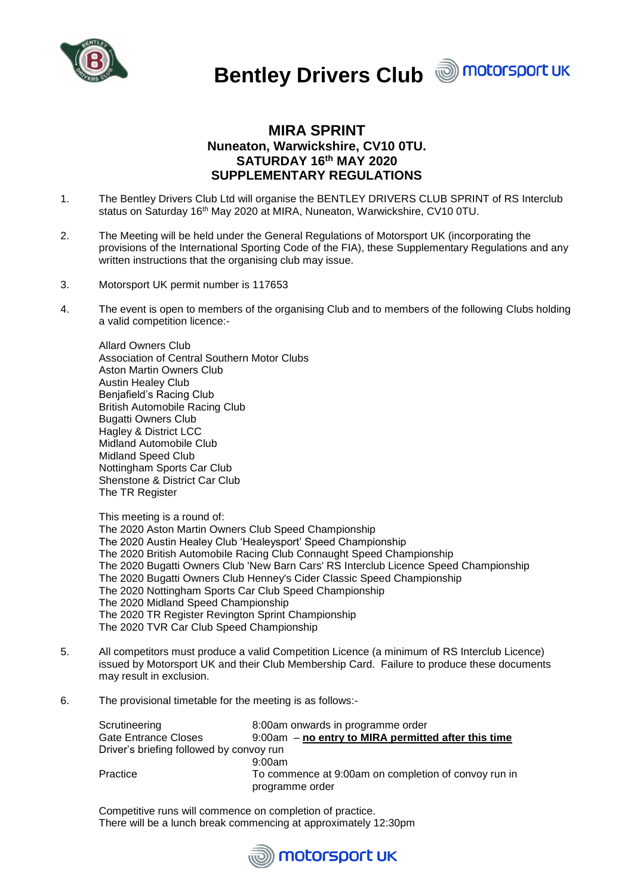# Bentley Drivers Club

## MIRA SPRINT
### Nuneaton, Warwickshire, CV10 0TU.
### SATURDAY 16th MAY 2020
### SUPPLEMENTARY REGULATIONS

1. The Bentley Drivers Club Ltd will organise the BENTLEY DRIVERS CLUB SPRINT of RS Interclub status on Saturday 16th May 2020 at MIRA, Nuneaton, Warwickshire, CV10 0TU.

2. The Meeting will be held under the General Regulations of Motorsport UK (incorporating the provisions of the International Sporting Code of the FIA), these Supplementary Regulations and any written instructions that the organising club may issue.

3. Motorsport UK permit number is 117653

4. The event is open to members of the organising Club and to members of the following Clubs holding a valid competition licence:-

   Allard Owners Club
   Association of Central Southern Motor Clubs
   Aston Martin Owners Club
   Austin Healey Club
   Benjafield's Racing Club
   British Automobile Racing Club
   Bugatti Owners Club
   Hagley & District LCC
   Midland Automobile Club
   Midland Speed Club
   Nottingham Sports Car Club
   Shenstone & District Car Club
   The TR Register

   This meeting is a round of:
   The 2020 Aston Martin Owners Club Speed Championship
   The 2020 Austin Healey Club 'Healeysport' Speed Championship
   The 2020 British Automobile Racing Club Connaught Speed Championship
   The 2020 Bugatti Owners Club 'New Barn Cars' RS Interclub Licence Speed Championship
   The 2020 Bugatti Owners Club Henney's Cider Classic Speed Championship
   The 2020 Nottingham Sports Car Club Speed Championship
   The 2020 Midland Speed Championship
   The 2020 TR Register Revington Sprint Championship
   The 2020 TVR Car Club Speed Championship

5. All competitors must produce a valid Competition Licence (a minimum of RS Interclub Licence) issued by Motorsport UK and their Club Membership Card. Failure to produce these documents may result in exclusion.

6. The provisional timetable for the meeting is as follows:-

| | |
|---|---|
| Scrutineering | 8:00am onwards in programme order |
| Gate Entrance Closes | 9:00am – **no entry to MIRA permitted after this time** |
| Driver's briefing followed by convoy run | 9:00am |
| Practice | To commence at 9:00am on completion of convoy run in programme order |

   Competitive runs will commence on completion of practice.
   There will be a lunch break commencing at approximately 12:30pm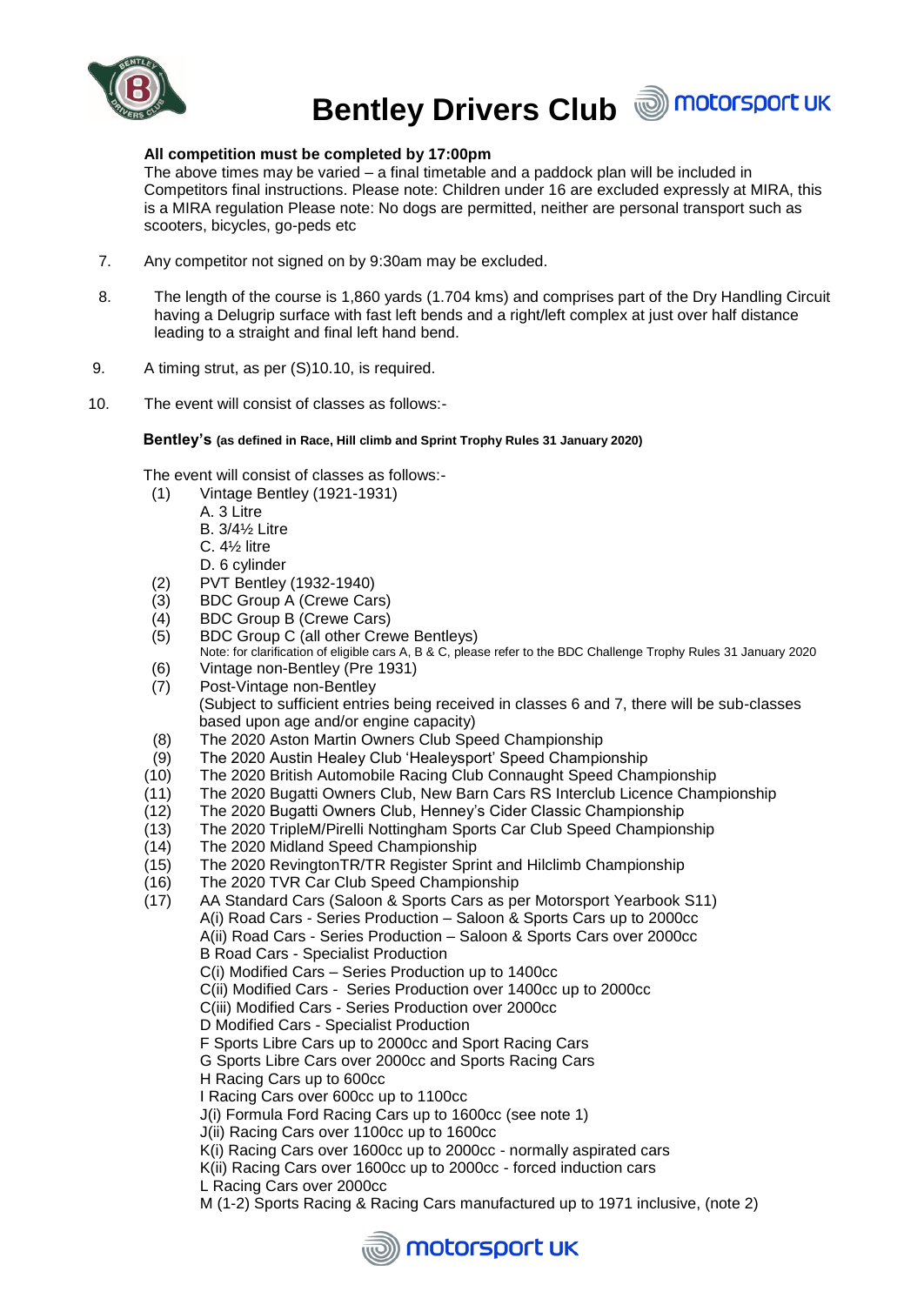**All competition must be completed by 17:00pm**

The above times may be varied – a final timetable and a paddock plan will be included in Competitors final instructions. Please note: Children under 16 are excluded expressly at MIRA, this is a MIRA regulation Please note: No dogs are permitted, neither are personal transport such as scooters, bicycles, go-peds etc

7. Any competitor not signed on by 9:30am may be excluded.

8. The length of the course is 1,860 yards (1.704 kms) and comprises part of the Dry Handling Circuit having a Delugrip surface with fast left bends and a right/left complex at just over half distance leading to a straight and final left hand bend.

9. A timing strut, as per (S)10.10, is required.

10. The event will consist of classes as follows:-

**Bentley's (as defined in Race, Hill climb and Sprint Trophy Rules 31 January 2020)**

The event will consist of classes as follows:-

(1) Vintage Bentley (1921-1931)
 A. 3 Litre
 B. 3/4½ Litre
 C. 4½ litre
 D. 6 cylinder
(2) PVT Bentley (1932-1940)
(3) BDC Group A (Crewe Cars)
(4) BDC Group B (Crewe Cars)
(5) BDC Group C (all other Crewe Bentleys)
 Note: for clarification of eligible cars A, B & C, please refer to the BDC Challenge Trophy Rules 31 January 2020
(6) Vintage non-Bentley (Pre 1931)
(7) Post-Vintage non-Bentley
 (Subject to sufficient entries being received in classes 6 and 7, there will be sub-classes based upon age and/or engine capacity)
(8) The 2020 Aston Martin Owners Club Speed Championship
(9) The 2020 Austin Healey Club 'Healeysport' Speed Championship
(10) The 2020 British Automobile Racing Club Connaught Speed Championship
(11) The 2020 Bugatti Owners Club, New Barn Cars RS Interclub Licence Championship
(12) The 2020 Bugatti Owners Club, Henney's Cider Classic Championship
(13) The 2020 TripleM/Pirelli Nottingham Sports Car Club Speed Championship
(14) The 2020 Midland Speed Championship
(15) The 2020 RevingtonTR/TR Register Sprint and Hilclimb Championship
(16) The 2020 TVR Car Club Speed Championship
(17) AA Standard Cars (Saloon & Sports Cars as per Motorsport Yearbook S11)
 A(i) Road Cars - Series Production – Saloon & Sports Cars up to 2000cc
 A(ii) Road Cars - Series Production – Saloon & Sports Cars over 2000cc
 B Road Cars - Specialist Production
 C(i) Modified Cars – Series Production up to 1400cc
 C(ii) Modified Cars - Series Production over 1400cc up to 2000cc
 C(iii) Modified Cars - Series Production over 2000cc
 D Modified Cars - Specialist Production
 F Sports Libre Cars up to 2000cc and Sport Racing Cars
 G Sports Libre Cars over 2000cc and Sports Racing Cars
 H Racing Cars up to 600cc
 I Racing Cars over 600cc up to 1100cc
 J(i) Formula Ford Racing Cars up to 1600cc (see note 1)
 J(ii) Racing Cars over 1100cc up to 1600cc
 K(i) Racing Cars over 1600cc up to 2000cc - normally aspirated cars
 K(ii) Racing Cars over 1600cc up to 2000cc - forced induction cars
 L Racing Cars over 2000cc
 M (1-2) Sports Racing & Racing Cars manufactured up to 1971 inclusive, (note 2)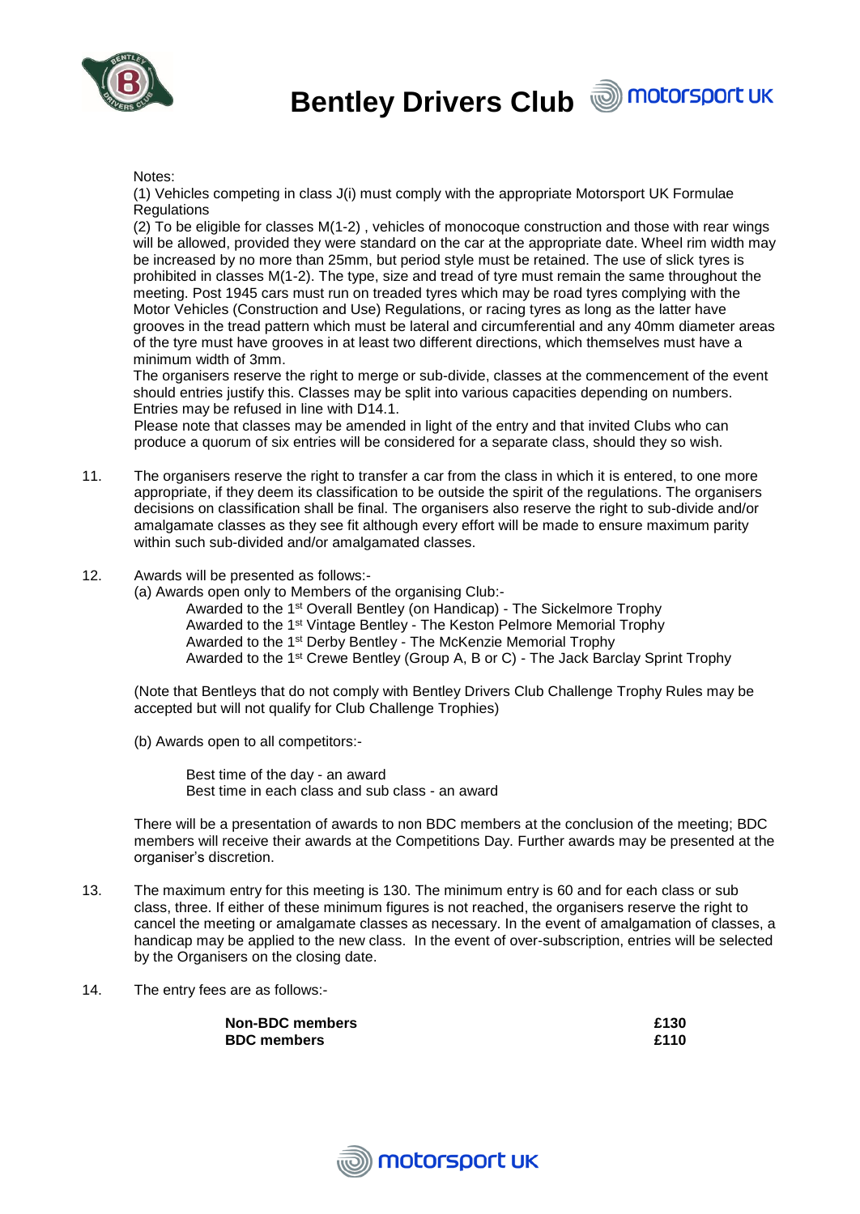Notes:

(1) Vehicles competing in class J(i) must comply with the appropriate Motorsport UK Formulae Regulations

(2) To be eligible for classes M(1-2) , vehicles of monocoque construction and those with rear wings will be allowed, provided they were standard on the car at the appropriate date. Wheel rim width may be increased by no more than 25mm, but period style must be retained. The use of slick tyres is prohibited in classes M(1-2). The type, size and tread of tyre must remain the same throughout the meeting. Post 1945 cars must run on treaded tyres which may be road tyres complying with the Motor Vehicles (Construction and Use) Regulations, or racing tyres as long as the latter have grooves in the tread pattern which must be lateral and circumferential and any 40mm diameter areas of the tyre must have grooves in at least two different directions, which themselves must have a minimum width of 3mm.

The organisers reserve the right to merge or sub-divide, classes at the commencement of the event should entries justify this. Classes may be split into various capacities depending on numbers. Entries may be refused in line with D14.1.

Please note that classes may be amended in light of the entry and that invited Clubs who can produce a quorum of six entries will be considered for a separate class, should they so wish.

11. The organisers reserve the right to transfer a car from the class in which it is entered, to one more appropriate, if they deem its classification to be outside the spirit of the regulations. The organisers decisions on classification shall be final. The organisers also reserve the right to sub-divide and/or amalgamate classes as they see fit although every effort will be made to ensure maximum parity within such sub-divided and/or amalgamated classes.

12. Awards will be presented as follows:-

(a) Awards open only to Members of the organising Club:-

Awarded to the 1st Overall Bentley (on Handicap) - The Sickelmore Trophy
Awarded to the 1st Vintage Bentley - The Keston Pelmore Memorial Trophy
Awarded to the 1st Derby Bentley - The McKenzie Memorial Trophy
Awarded to the 1st Crewe Bentley (Group A, B or C) - The Jack Barclay Sprint Trophy

(Note that Bentleys that do not comply with Bentley Drivers Club Challenge Trophy Rules may be accepted but will not qualify for Club Challenge Trophies)

(b) Awards open to all competitors:-

Best time of the day - an award
Best time in each class and sub class - an award

There will be a presentation of awards to non BDC members at the conclusion of the meeting; BDC members will receive their awards at the Competitions Day. Further awards may be presented at the organiser's discretion.

13. The maximum entry for this meeting is 130. The minimum entry is 60 and for each class or sub class, three. If either of these minimum figures is not reached, the organisers reserve the right to cancel the meeting or amalgamate classes as necessary. In the event of amalgamation of classes, a handicap may be applied to the new class. In the event of over-subscription, entries will be selected by the Organisers on the closing date.

14. The entry fees are as follows:-

| | |
|---|---|
| **Non-BDC members** | **£130** |
| **BDC members** | **£110** |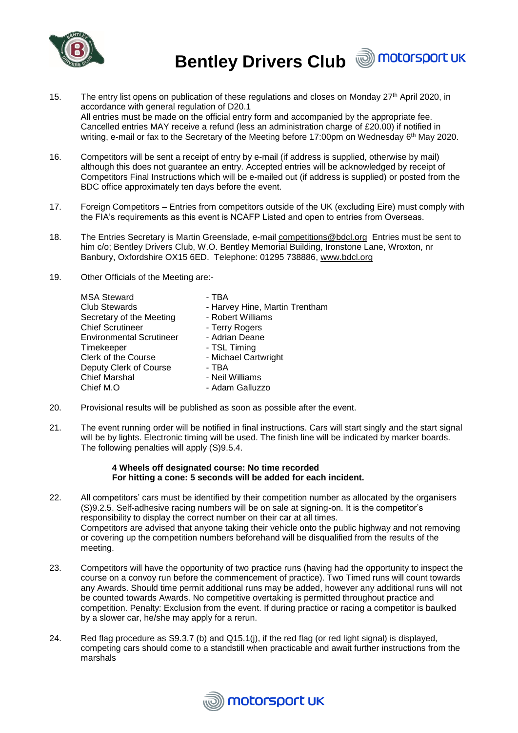15. The entry list opens on publication of these regulations and closes on Monday 27th April 2020, in accordance with general regulation of D20.1
    All entries must be made on the official entry form and accompanied by the appropriate fee. Cancelled entries MAY receive a refund (less an administration charge of £20.00) if notified in writing, e-mail or fax to the Secretary of the Meeting before 17:00pm on Wednesday 6th May 2020.

16. Competitors will be sent a receipt of entry by e-mail (if address is supplied, otherwise by mail) although this does not guarantee an entry. Accepted entries will be acknowledged by receipt of Competitors Final Instructions which will be e-mailed out (if address is supplied) or posted from the BDC office approximately ten days before the event.

17. Foreign Competitors – Entries from competitors outside of the UK (excluding Eire) must comply with the FIA's requirements as this event is NCAFP Listed and open to entries from Overseas.

18. The Entries Secretary is Martin Greenslade, e-mail competitions@bdcl.org Entries must be sent to him c/o; Bentley Drivers Club, W.O. Bentley Memorial Building, Ironstone Lane, Wroxton, nr Banbury, Oxfordshire OX15 6ED. Telephone: 01295 738886, www.bdcl.org

19. Other Officials of the Meeting are:-

| | |
|---|---|
| MSA Steward | - TBA |
| Club Stewards | - Harvey Hine, Martin Trentham |
| Secretary of the Meeting | - Robert Williams |
| Chief Scrutineer | - Terry Rogers |
| Environmental Scrutineer | - Adrian Deane |
| Timekeeper | - TSL Timing |
| Clerk of the Course | - Michael Cartwright |
| Deputy Clerk of Course | - TBA |
| Chief Marshal | - Neil Williams |
| Chief M.O | - Adam Galluzzo |

20. Provisional results will be published as soon as possible after the event.

21. The event running order will be notified in final instructions. Cars will start singly and the start signal will be by lights. Electronic timing will be used. The finish line will be indicated by marker boards. The following penalties will apply (S)9.5.4.

    **4 Wheels off designated course: No time recorded**
    **For hitting a cone: 5 seconds will be added for each incident.**

22. All competitors' cars must be identified by their competition number as allocated by the organisers (S)9.2.5. Self-adhesive racing numbers will be on sale at signing-on. It is the competitor's responsibility to display the correct number on their car at all times.
    Competitors are advised that anyone taking their vehicle onto the public highway and not removing or covering up the competition numbers beforehand will be disqualified from the results of the meeting.

23. Competitors will have the opportunity of two practice runs (having had the opportunity to inspect the course on a convoy run before the commencement of practice). Two Timed runs will count towards any Awards. Should time permit additional runs may be added, however any additional runs will not be counted towards Awards. No competitive overtaking is permitted throughout practice and competition. Penalty: Exclusion from the event. If during practice or racing a competitor is baulked by a slower car, he/she may apply for a rerun.

24. Red flag procedure as S9.3.7 (b) and Q15.1(j), if the red flag (or red light signal) is displayed, competing cars should come to a standstill when practicable and await further instructions from the marshals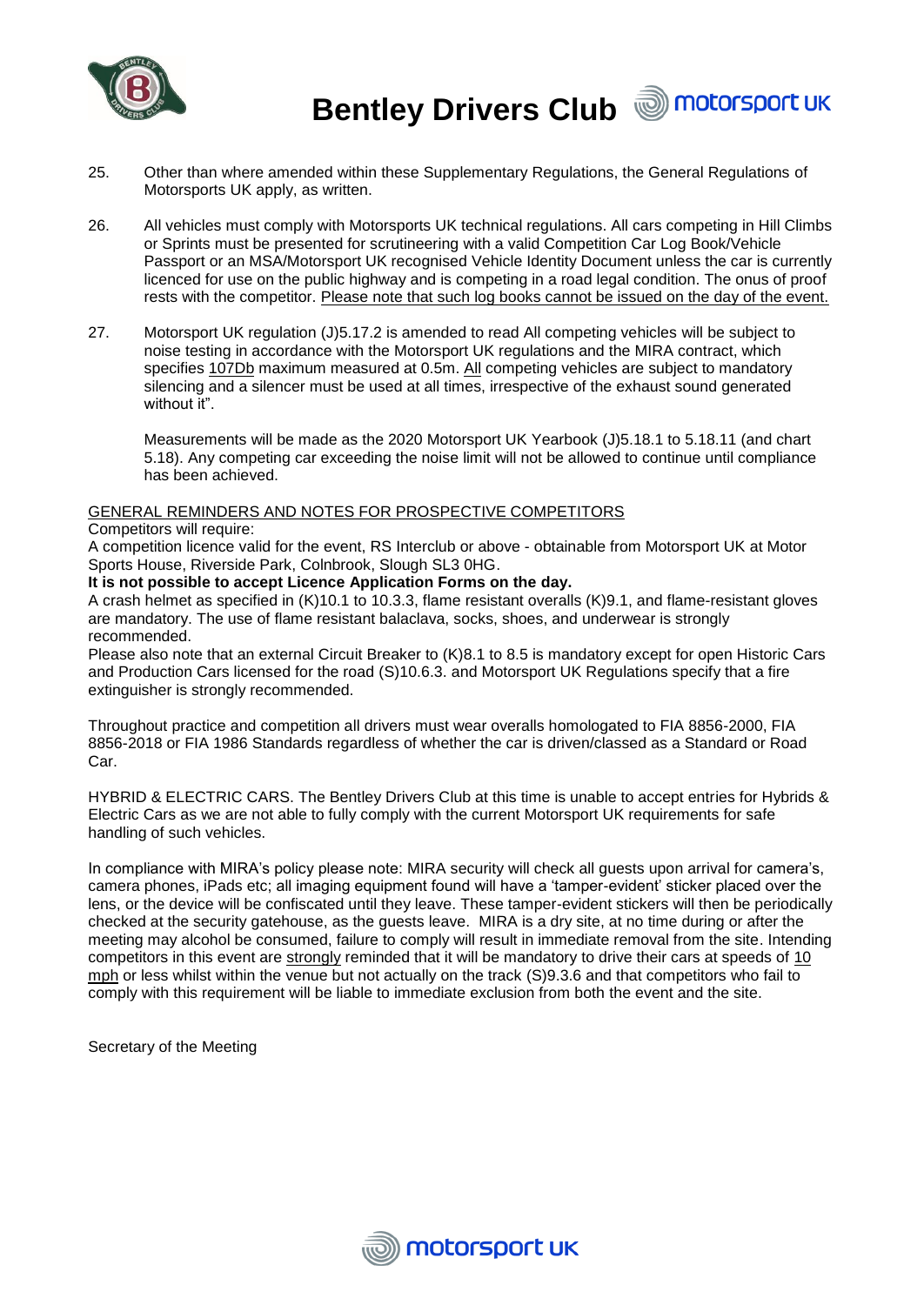25. Other than where amended within these Supplementary Regulations, the General Regulations of Motorsports UK apply, as written.

26. All vehicles must comply with Motorsports UK technical regulations. All cars competing in Hill Climbs or Sprints must be presented for scrutineering with a valid Competition Car Log Book/Vehicle Passport or an MSA/Motorsport UK recognised Vehicle Identity Document unless the car is currently licenced for use on the public highway and is competing in a road legal condition. The onus of proof rests with the competitor. Please note that such log books cannot be issued on the day of the event.

27. Motorsport UK regulation (J)5.17.2 is amended to read All competing vehicles will be subject to noise testing in accordance with the Motorsport UK regulations and the MIRA contract, which specifies 107Db maximum measured at 0.5m. All competing vehicles are subject to mandatory silencing and a silencer must be used at all times, irrespective of the exhaust sound generated without it".

    Measurements will be made as the 2020 Motorsport UK Yearbook (J)5.18.1 to 5.18.11 (and chart 5.18). Any competing car exceeding the noise limit will not be allowed to continue until compliance has been achieved.

GENERAL REMINDERS AND NOTES FOR PROSPECTIVE COMPETITORS

Competitors will require:

A competition licence valid for the event, RS Interclub or above - obtainable from Motorsport UK at Motor Sports House, Riverside Park, Colnbrook, Slough SL3 0HG.

**It is not possible to accept Licence Application Forms on the day.**

A crash helmet as specified in (K)10.1 to 10.3.3, flame resistant overalls (K)9.1, and flame-resistant gloves are mandatory. The use of flame resistant balaclava, socks, shoes, and underwear is strongly recommended.

Please also note that an external Circuit Breaker to (K)8.1 to 8.5 is mandatory except for open Historic Cars and Production Cars licensed for the road (S)10.6.3. and Motorsport UK Regulations specify that a fire extinguisher is strongly recommended.

Throughout practice and competition all drivers must wear overalls homologated to FIA 8856-2000, FIA 8856-2018 or FIA 1986 Standards regardless of whether the car is driven/classed as a Standard or Road Car.

HYBRID & ELECTRIC CARS. The Bentley Drivers Club at this time is unable to accept entries for Hybrids & Electric Cars as we are not able to fully comply with the current Motorsport UK requirements for safe handling of such vehicles.

In compliance with MIRA's policy please note: MIRA security will check all guests upon arrival for camera's, camera phones, iPads etc; all imaging equipment found will have a 'tamper-evident' sticker placed over the lens, or the device will be confiscated until they leave. These tamper-evident stickers will then be periodically checked at the security gatehouse, as the guests leave. MIRA is a dry site, at no time during or after the meeting may alcohol be consumed, failure to comply will result in immediate removal from the site. Intending competitors in this event are strongly reminded that it will be mandatory to drive their cars at speeds of 10 mph or less whilst within the venue but not actually on the track (S)9.3.6 and that competitors who fail to comply with this requirement will be liable to immediate exclusion from both the event and the site.

Secretary of the Meeting